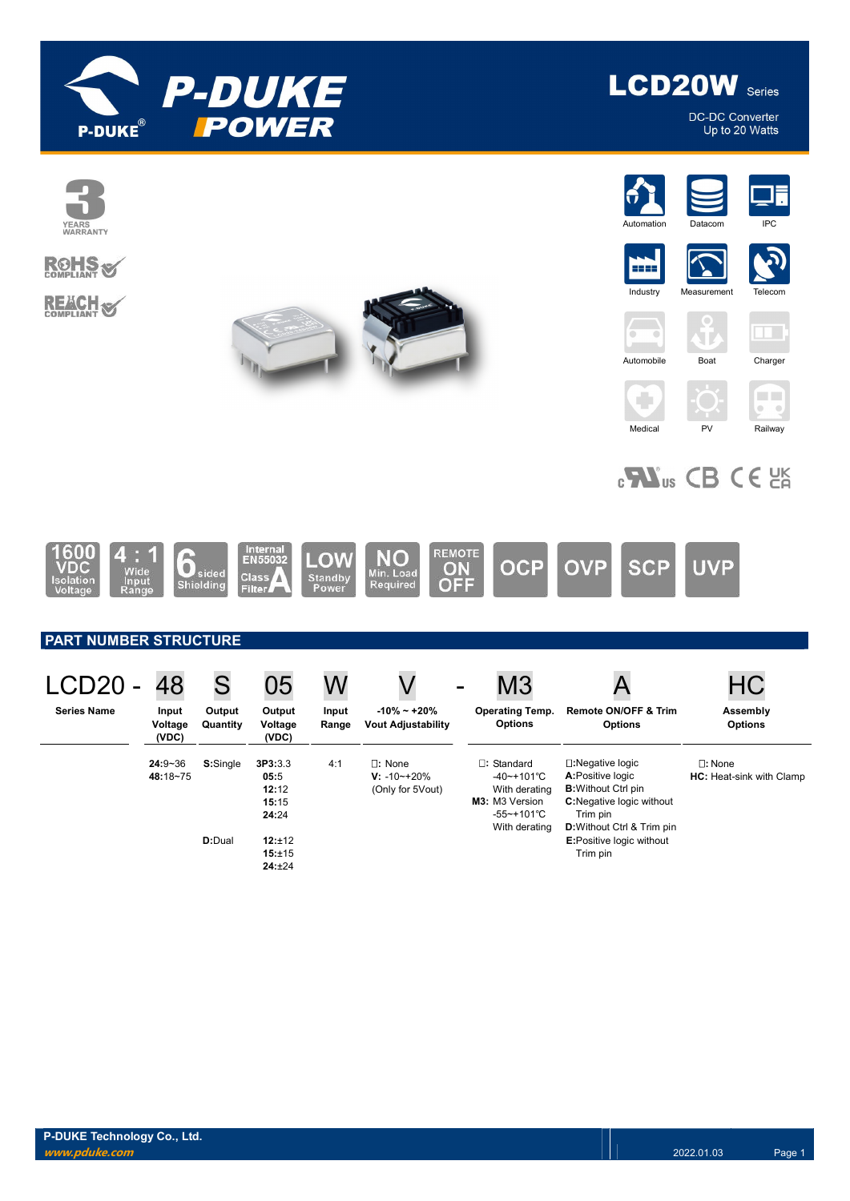# LCD20W Series

DC-DC Converter
Up to 20 Watts

3 YEARS WARRANTY

RoHS COMPLIANT

REACH COMPLIANT

Automation | Datacom | IPC | Industry | Measurement | Telecom | Automobile | Boat | Charger | Medical | PV | Railway

1600 VDC Isolation Voltage | 4 : 1 Wide Input Range | 6 sided Shielding | Internal EN55032 Class A Filter | LOW Standby Power | NO Min. Load Required | REMOTE ON OFF | OCP | OVP | SCP | UVP

## PART NUMBER STRUCTURE

| LCD20 - | 48 | S | 05 | W | V | - | M3 | A | HC |
|---|---|---|---|---|---|---|---|---|---|
| **Series Name** | **Input Voltage (VDC)** | **Output Quantity** | **Output Voltage (VDC)** | **Input Range** | **-10% ~ +20% Vout Adjustability** | | **Operating Temp. Options** | **Remote ON/OFF & Trim Options** | **Assembly Options** |
| | **24**:9~36<br>**48**:18~75 | **S**:Single | **3P3**:3.3<br>**05**:5<br>**12**:12<br>**15**:15<br>**24**:24 | 4:1 | □: None<br>**V**: -10~+20%<br>(Only for 5Vout) | | □: Standard -40~+101℃ With derating<br>**M3**: M3 Version -55~+101℃ With derating | □:Negative logic<br>**A**:Positive logic<br>**B**:Without Ctrl pin<br>**C**:Negative logic without Trim pin<br>**D**:Without Ctrl & Trim pin<br>**E**:Positive logic without Trim pin | □: None<br>**HC**: Heat-sink with Clamp |
| | | **D**:Dual | **12**:±12<br>**15**:±15<br>**24**:±24 | | | | | | |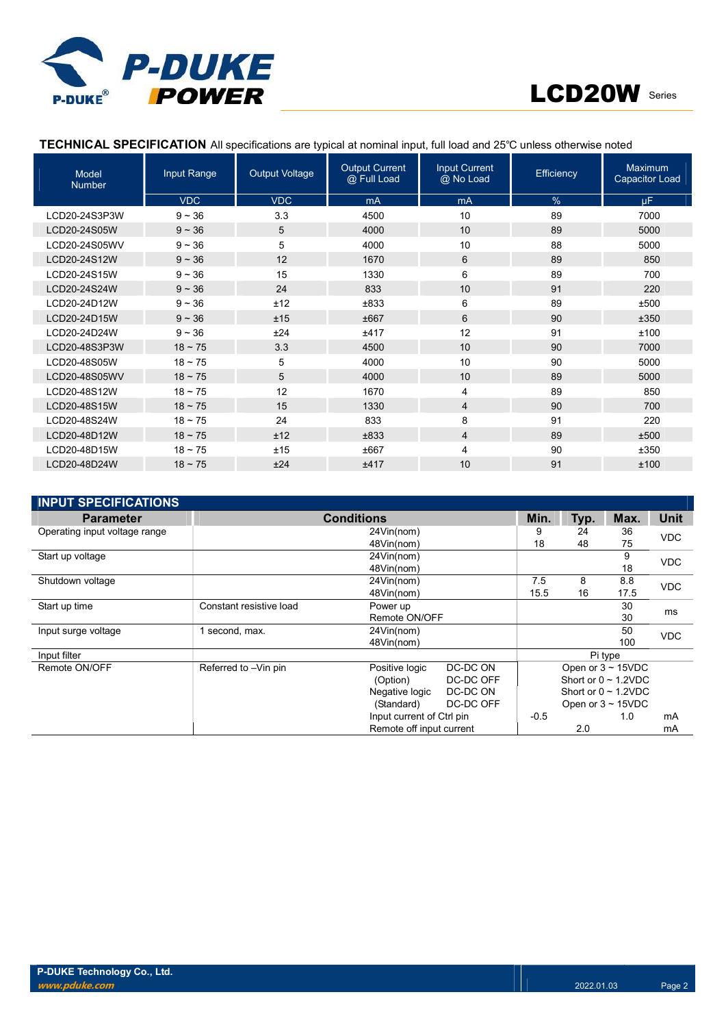## TECHNICAL SPECIFICATION

All specifications are typical at nominal input, full load and 25℃ unless otherwise noted

| Model Number | Input Range | Output Voltage | Output Current @ Full Load | Input Current @ No Load | Efficiency | Maximum Capacitor Load |
|---|---|---|---|---|---|---|
| | VDC | VDC | mA | mA | % | µF |
| LCD20-24S3P3W | 9 ~ 36 | 3.3 | 4500 | 10 | 89 | 7000 |
| LCD20-24S05W | 9 ~ 36 | 5 | 4000 | 10 | 89 | 5000 |
| LCD20-24S05WV | 9 ~ 36 | 5 | 4000 | 10 | 88 | 5000 |
| LCD20-24S12W | 9 ~ 36 | 12 | 1670 | 6 | 89 | 850 |
| LCD20-24S15W | 9 ~ 36 | 15 | 1330 | 6 | 89 | 700 |
| LCD20-24S24W | 9 ~ 36 | 24 | 833 | 10 | 91 | 220 |
| LCD20-24D12W | 9 ~ 36 | ±12 | ±833 | 6 | 89 | ±500 |
| LCD20-24D15W | 9 ~ 36 | ±15 | ±667 | 6 | 90 | ±350 |
| LCD20-24D24W | 9 ~ 36 | ±24 | ±417 | 12 | 91 | ±100 |
| LCD20-48S3P3W | 18 ~ 75 | 3.3 | 4500 | 10 | 90 | 7000 |
| LCD20-48S05W | 18 ~ 75 | 5 | 4000 | 10 | 90 | 5000 |
| LCD20-48S05WV | 18 ~ 75 | 5 | 4000 | 10 | 89 | 5000 |
| LCD20-48S12W | 18 ~ 75 | 12 | 1670 | 4 | 89 | 850 |
| LCD20-48S15W | 18 ~ 75 | 15 | 1330 | 4 | 90 | 700 |
| LCD20-48S24W | 18 ~ 75 | 24 | 833 | 8 | 91 | 220 |
| LCD20-48D12W | 18 ~ 75 | ±12 | ±833 | 4 | 89 | ±500 |
| LCD20-48D15W | 18 ~ 75 | ±15 | ±667 | 4 | 90 | ±350 |
| LCD20-48D24W | 18 ~ 75 | ±24 | ±417 | 10 | 91 | ±100 |

## INPUT SPECIFICATIONS

| Parameter | Conditions | | | Min. | Typ. | Max. | Unit |
|---|---|---|---|---|---|---|---|
| Operating input voltage range | | 24Vin(nom) | | 9 | 24 | 36 | VDC |
| | | 48Vin(nom) | | 18 | 48 | 75 | |
| Start up voltage | | 24Vin(nom) | | | | 9 | VDC |
| | | 48Vin(nom) | | | | 18 | |
| Shutdown voltage | | 24Vin(nom) | | 7.5 | 8 | 8.8 | VDC |
| | | 48Vin(nom) | | 15.5 | 16 | 17.5 | |
| Start up time | Constant resistive load | Power up | | | | 30 | ms |
| | | Remote ON/OFF | | | | 30 | |
| Input surge voltage | 1 second, max. | 24Vin(nom) | | | | 50 | VDC |
| | | 48Vin(nom) | | | | 100 | |
| Input filter | | | | Pi type | | | |
| Remote ON/OFF | Referred to –Vin pin | Positive logic | DC-DC ON | Open or 3 ~ 15VDC | | | |
| | | (Option) | DC-DC OFF | Short or 0 ~ 1.2VDC | | | |
| | | Negative logic | DC-DC ON | Short or 0 ~ 1.2VDC | | | |
| | | (Standard) | DC-DC OFF | Open or 3 ~ 15VDC | | | |
| | | Input current of Ctrl pin | | -0.5 | | 1.0 | mA |
| | | Remote off input current | | | 2.0 | | mA |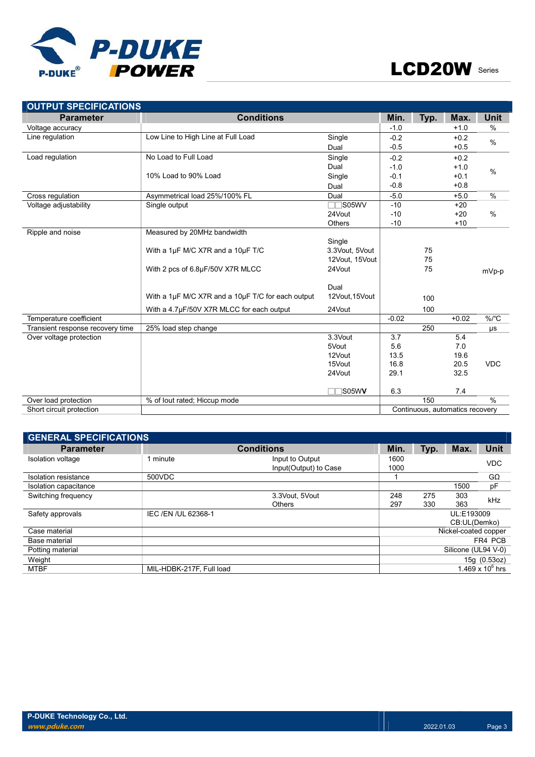## OUTPUT SPECIFICATIONS

| Parameter | Conditions | | Min. | Typ. | Max. | Unit |
|---|---|---|---|---|---|---|
| Voltage accuracy | | | -1.0 | | +1.0 | % |
| Line regulation | Low Line to High Line at Full Load | Single | -0.2 | | +0.2 | % |
| | | Dual | -0.5 | | +0.5 | |
| Load regulation | No Load to Full Load | Single | -0.2 | | +0.2 | % |
| | | Dual | -1.0 | | +1.0 | |
| | 10% Load to 90% Load | Single | -0.1 | | +0.1 | |
| | | Dual | -0.8 | | +0.8 | |
| Cross regulation | Asymmetrical load 25%/100% FL | Dual | -5.0 | | +5.0 | % |
| Voltage adjustability | Single output | □□S05WV | -10 | | +20 | % |
| | | 24Vout | -10 | | +20 | |
| | | Others | -10 | | +10 | |
| Ripple and noise | Measured by 20MHz bandwidth | | | | | mVp-p |
| | | Single | | | | |
| | With a 1µF M/C X7R and a 10µF T/C | 3.3Vout, 5Vout | | 75 | | |
| | | 12Vout, 15Vout | | 75 | | |
| | With 2 pcs of 6.8µF/50V X7R MLCC | 24Vout | | 75 | | |
| | | Dual | | | | |
| | With a 1µF M/C X7R and a 10µF T/C for each output | 12Vout,15Vout | | 100 | | |
| | With a 4.7µF/50V X7R MLCC for each output | 24Vout | | 100 | | |
| Temperature coefficient | | | -0.02 | | +0.02 | %/℃ |
| Transient response recovery time | 25% load step change | | | 250 | | µs |
| Over voltage protection | | 3.3Vout | 3.7 | | 5.4 | VDC |
| | | 5Vout | 5.6 | | 7.0 | |
| | | 12Vout | 13.5 | | 19.6 | |
| | | 15Vout | 16.8 | | 20.5 | |
| | | 24Vout | 29.1 | | 32.5 | |
| | | □□S05W**V** | 6.3 | | 7.4 | |
| Over load protection | % of Iout rated; Hiccup mode | | | 150 | | % |
| Short circuit protection | | | Continuous, automatics recovery | | | |

## GENERAL SPECIFICATIONS

| Parameter | Conditions | | Min. | Typ. | Max. | Unit |
|---|---|---|---|---|---|---|
| Isolation voltage | 1 minute | Input to Output | 1600 | | | VDC |
| | | Input(Output) to Case | 1000 | | | |
| Isolation resistance | 500VDC | | 1 | | | GΩ |
| Isolation capacitance | | | | | 1500 | pF |
| Switching frequency | | 3.3Vout, 5Vout | 248 | 275 | 303 | kHz |
| | | Others | 297 | 330 | 363 | |
| Safety approvals | IEC /EN /UL 62368-1 | | UL:E193009 CB:UL(Demko) | | | |
| Case material | | | Nickel-coated copper | | | |
| Base material | | | FR4 PCB | | | |
| Potting material | | | Silicone (UL94 V-0) | | | |
| Weight | | | 15g (0.53oz) | | | |
| MTBF | MIL-HDBK-217F, Full load | | $1.469 \times 10^6$ hrs | | | |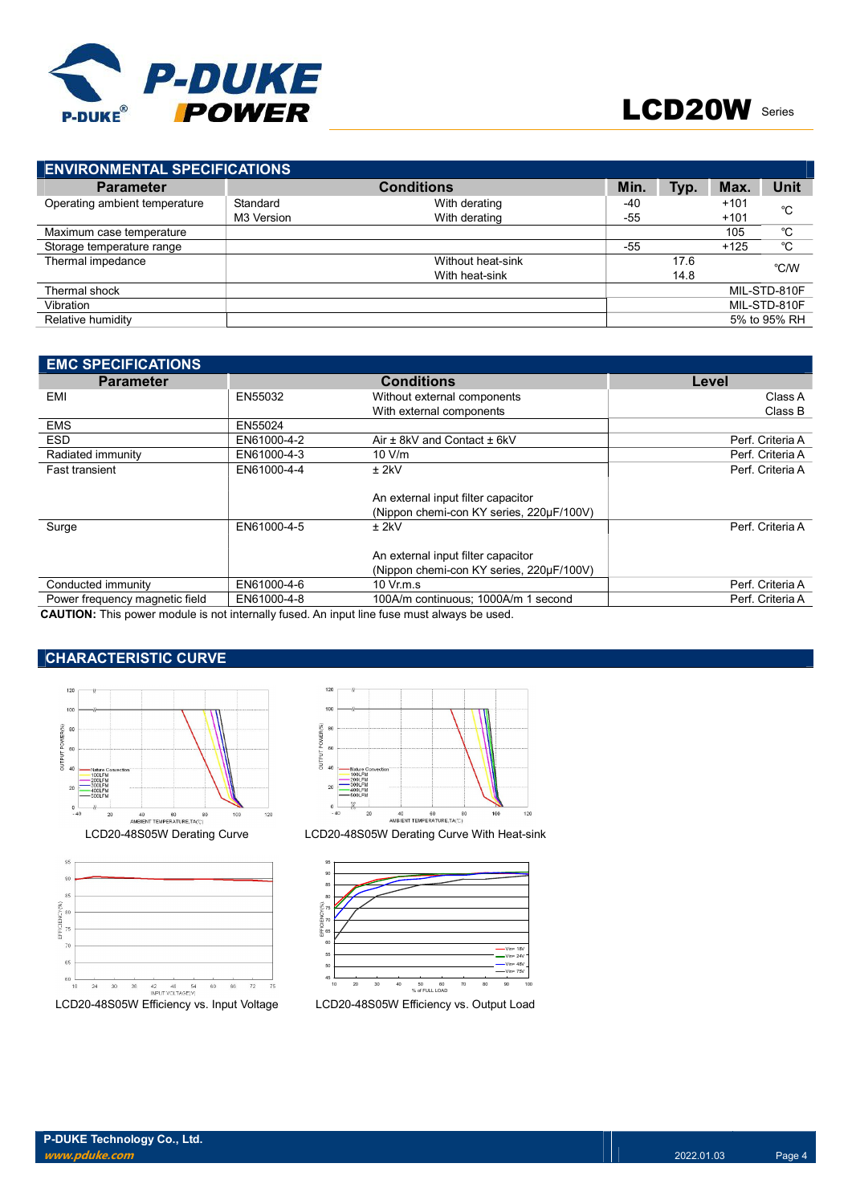## ENVIRONMENTAL SPECIFICATIONS

| Parameter | Conditions | | Min. | Typ. | Max. | Unit |
|---|---|---|---|---|---|---|
| Operating ambient temperature | Standard | With derating | -40 | | +101 | ℃ |
| | M3 Version | With derating | -55 | | +101 | |
| Maximum case temperature | | | | | 105 | ℃ |
| Storage temperature range | | | -55 | | +125 | ℃ |
| Thermal impedance | | Without heat-sink | | 17.6 | | ℃/W |
| | | With heat-sink | | 14.8 | | |
| Thermal shock | | | | | MIL-STD-810F | |
| Vibration | | | | | MIL-STD-810F | |
| Relative humidity | | | | | 5% to 95% RH | |

## EMC SPECIFICATIONS

| Parameter | Conditions | | Level |
|---|---|---|---|
| EMI | EN55032 | Without external components | Class A |
| | | With external components | Class B |
| EMS | EN55024 | | |
| ESD | EN61000-4-2 | Air ± 8kV and Contact ± 6kV | Perf. Criteria A |
| Radiated immunity | EN61000-4-3 | 10 V/m | Perf. Criteria A |
| Fast transient | EN61000-4-4 | ± 2kV<br>An external input filter capacitor (Nippon chemi-con KY series, 220μF/100V) | Perf. Criteria A |
| Surge | EN61000-4-5 | ± 2kV<br>An external input filter capacitor (Nippon chemi-con KY series, 220μF/100V) | Perf. Criteria A |
| Conducted immunity | EN61000-4-6 | 10 Vr.m.s | Perf. Criteria A |
| Power frequency magnetic field | EN61000-4-8 | 100A/m continuous; 1000A/m 1 second | Perf. Criteria A |

**CAUTION:** This power module is not internally fused. An input line fuse must always be used.

## CHARACTERISTIC CURVE

LCD20-48S05W Derating Curve

LCD20-48S05W Derating Curve With Heat-sink

LCD20-48S05W Efficiency vs. Input Voltage

LCD20-48S05W Efficiency vs. Output Load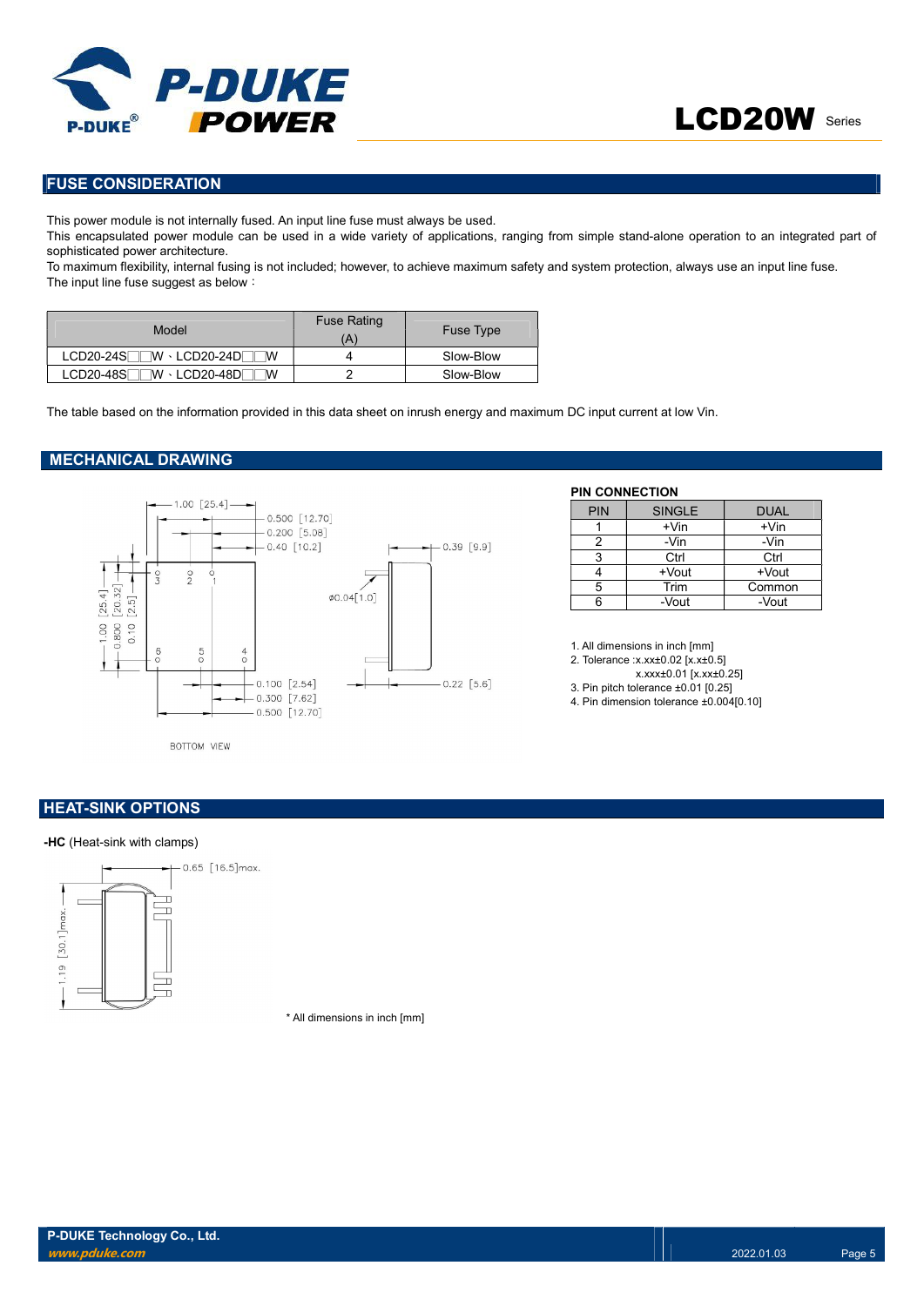## FUSE CONSIDERATION

This power module is not internally fused. An input line fuse must always be used.

This encapsulated power module can be used in a wide variety of applications, ranging from simple stand-alone operation to an integrated part of sophisticated power architecture.

To maximum flexibility, internal fusing is not included; however, to achieve maximum safety and system protection, always use an input line fuse.

The input line fuse suggest as below：

| Model | Fuse Rating (A) | Fuse Type |
|---|---|---|
| LCD20-24S□□W、LCD20-24D□□W | 4 | Slow-Blow |
| LCD20-48S□□W、LCD20-48D□□W | 2 | Slow-Blow |

The table based on the information provided in this data sheet on inrush energy and maximum DC input current at low Vin.

## MECHANICAL DRAWING

1.00 [25.4]
0.500 [12.70]
0.200 [5.08]
0.40 [10.2]
0.39 [9.9]
1.00 [25.4]
0.800 [20.32]
0.10 [2.5]
ø0.04[1.0]
0.100 [2.54]
0.300 [7.62]
0.500 [12.70]
0.22 [5.6]

BOTTOM VIEW

**PIN CONNECTION**

| PIN | SINGLE | DUAL |
|---|---|---|
| 1 | +Vin | +Vin |
| 2 | -Vin | -Vin |
| 3 | Ctrl | Ctrl |
| 4 | +Vout | +Vout |
| 5 | Trim | Common |
| 6 | -Vout | -Vout |

1. All dimensions in inch [mm]
2. Tolerance :x.xx±0.02 [x.x±0.5]
   x.xxx±0.01 [x.xx±0.25]
3. Pin pitch tolerance ±0.01 [0.25]
4. Pin dimension tolerance ±0.004[0.10]

## HEAT-SINK OPTIONS

**-HC** (Heat-sink with clamps)

0.65 [16.5]max.
1.19 [30.1]max.

\* All dimensions in inch [mm]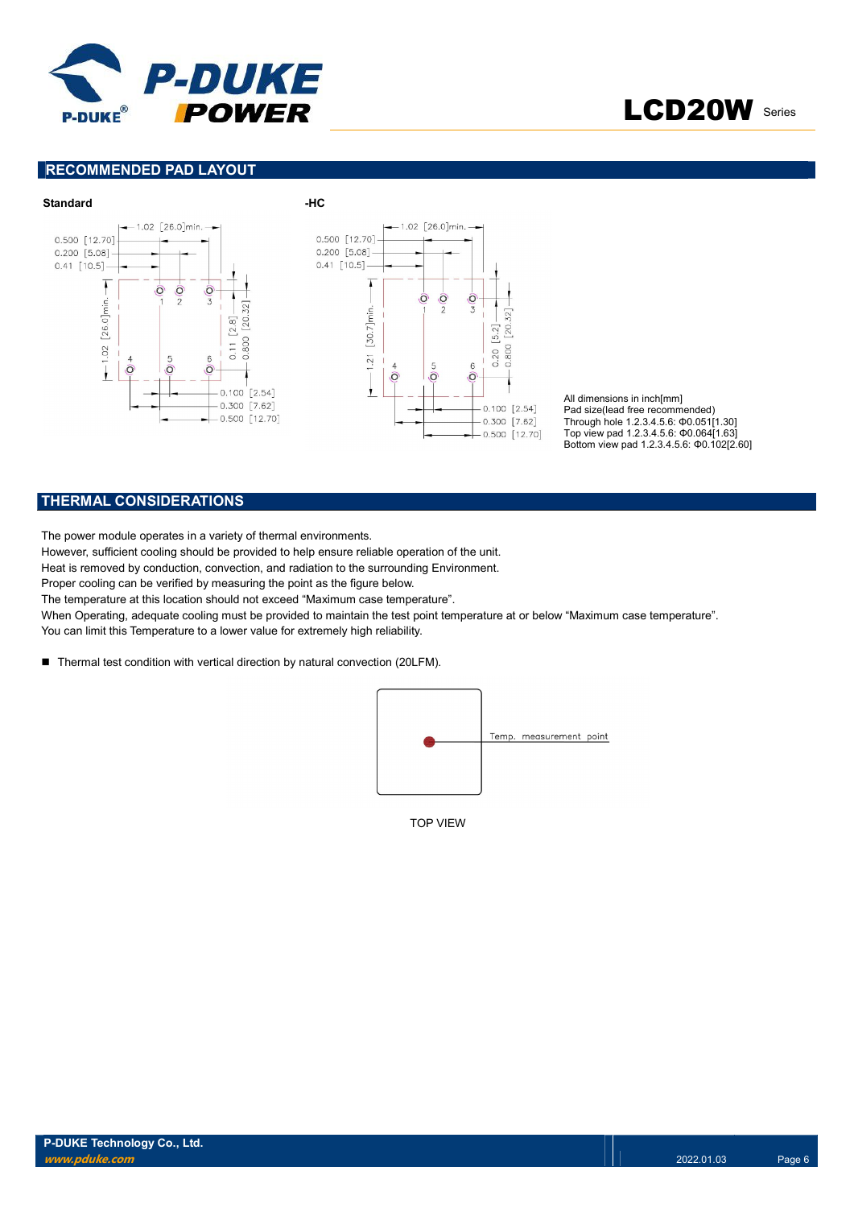## RECOMMENDED PAD LAYOUT

**Standard**

**-HC**

All dimensions in inch[mm]
Pad size(lead free recommended)
Through hole 1.2.3.4.5.6: Φ0.051[1.30]
Top view pad 1.2.3.4.5.6: Φ0.064[1.63]
Bottom view pad 1.2.3.4.5.6: Φ0.102[2.60]

## THERMAL CONSIDERATIONS

The power module operates in a variety of thermal environments.
However, sufficient cooling should be provided to help ensure reliable operation of the unit.
Heat is removed by conduction, convection, and radiation to the surrounding Environment.
Proper cooling can be verified by measuring the point as the figure below.
The temperature at this location should not exceed "Maximum case temperature".
When Operating, adequate cooling must be provided to maintain the test point temperature at or below "Maximum case temperature".
You can limit this Temperature to a lower value for extremely high reliability.

- Thermal test condition with vertical direction by natural convection (20LFM).

Temp. measurement point

TOP VIEW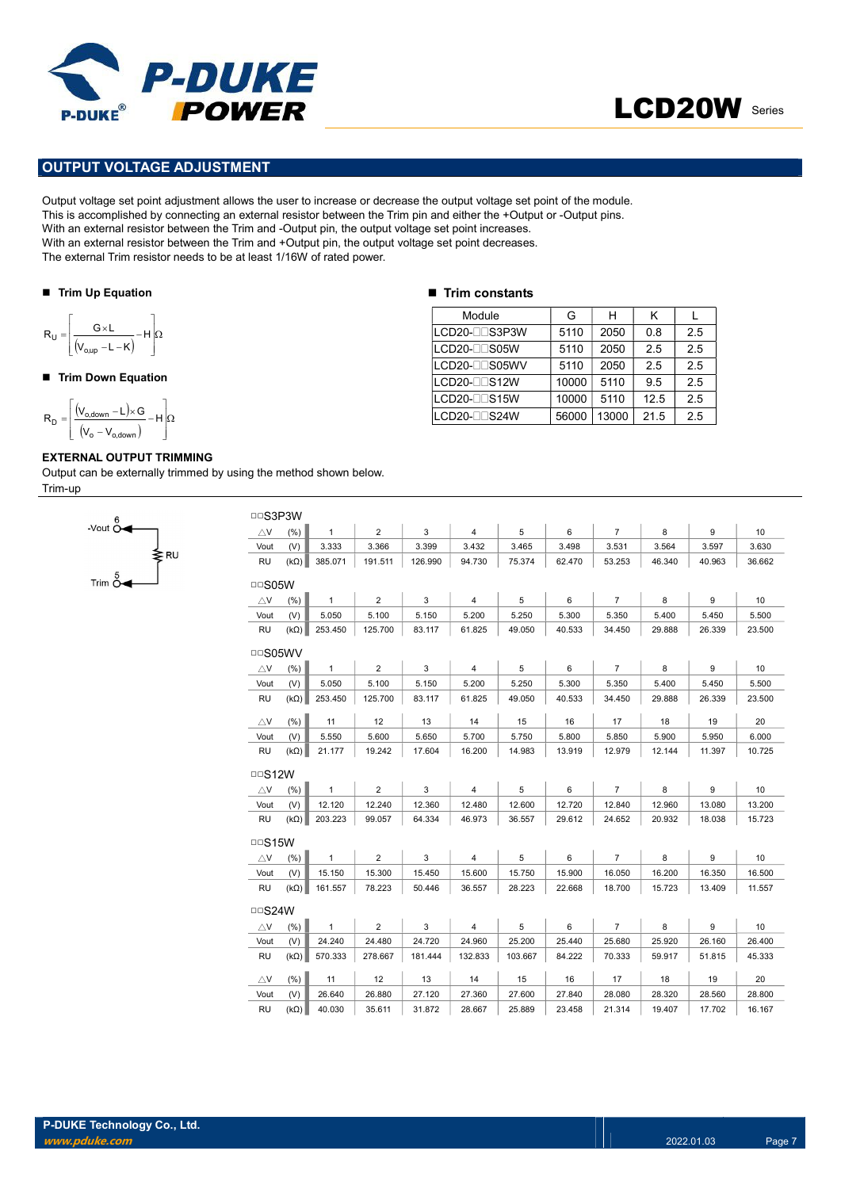## OUTPUT VOLTAGE ADJUSTMENT

Output voltage set point adjustment allows the user to increase or decrease the output voltage set point of the module.
This is accomplished by connecting an external resistor between the Trim pin and either the +Output or -Output pins.
With an external resistor between the Trim and -Output pin, the output voltage set point increases.
With an external resistor between the Trim and +Output pin, the output voltage set point decreases.
The external Trim resistor needs to be at least 1/16W of rated power.

### ■ Trim Up Equation

$$R_U = \left[\frac{G \times L}{(V_{o,up} - L - K)} - H\right]\Omega$$

### ■ Trim Down Equation

$$R_D = \left[\frac{(V_{o,down} - L) \times G}{(V_o - V_{o,down})} - H\right]\Omega$$

### ■ Trim constants

| Module | G | H | K | L |
|---|---|---|---|---|
| LCD20-□□S3P3W | 5110 | 2050 | 0.8 | 2.5 |
| LCD20-□□S05W | 5110 | 2050 | 2.5 | 2.5 |
| LCD20-□□S05WV | 5110 | 2050 | 2.5 | 2.5 |
| LCD20-□□S12W | 10000 | 5110 | 9.5 | 2.5 |
| LCD20-□□S15W | 10000 | 5110 | 12.5 | 2.5 |
| LCD20-□□S24W | 56000 | 13000 | 21.5 | 2.5 |

**EXTERNAL OUTPUT TRIMMING**

Output can be externally trimmed by using the method shown below.

Trim-up

(Diagram: -Vout (pin 6) — RU — Trim (pin 5))

□□S3P3W

| △V (%) | 1 | 2 | 3 | 4 | 5 | 6 | 7 | 8 | 9 | 10 |
|---|---|---|---|---|---|---|---|---|---|---|
| Vout (V) | 3.333 | 3.366 | 3.399 | 3.432 | 3.465 | 3.498 | 3.531 | 3.564 | 3.597 | 3.630 |
| RU (kΩ) | 385.071 | 191.511 | 126.990 | 94.730 | 75.374 | 62.470 | 53.253 | 46.340 | 40.963 | 36.662 |

□□S05W

| △V (%) | 1 | 2 | 3 | 4 | 5 | 6 | 7 | 8 | 9 | 10 |
|---|---|---|---|---|---|---|---|---|---|---|
| Vout (V) | 5.050 | 5.100 | 5.150 | 5.200 | 5.250 | 5.300 | 5.350 | 5.400 | 5.450 | 5.500 |
| RU (kΩ) | 253.450 | 125.700 | 83.117 | 61.825 | 49.050 | 40.533 | 34.450 | 29.888 | 26.339 | 23.500 |

□□S05WV

| △V (%) | 1 | 2 | 3 | 4 | 5 | 6 | 7 | 8 | 9 | 10 |
|---|---|---|---|---|---|---|---|---|---|---|
| Vout (V) | 5.050 | 5.100 | 5.150 | 5.200 | 5.250 | 5.300 | 5.350 | 5.400 | 5.450 | 5.500 |
| RU (kΩ) | 253.450 | 125.700 | 83.117 | 61.825 | 49.050 | 40.533 | 34.450 | 29.888 | 26.339 | 23.500 |
| △V (%) | 11 | 12 | 13 | 14 | 15 | 16 | 17 | 18 | 19 | 20 |
| Vout (V) | 5.550 | 5.600 | 5.650 | 5.700 | 5.750 | 5.800 | 5.850 | 5.900 | 5.950 | 6.000 |
| RU (kΩ) | 21.177 | 19.242 | 17.604 | 16.200 | 14.983 | 13.919 | 12.979 | 12.144 | 11.397 | 10.725 |

□□S12W

| △V (%) | 1 | 2 | 3 | 4 | 5 | 6 | 7 | 8 | 9 | 10 |
|---|---|---|---|---|---|---|---|---|---|---|
| Vout (V) | 12.120 | 12.240 | 12.360 | 12.480 | 12.600 | 12.720 | 12.840 | 12.960 | 13.080 | 13.200 |
| RU (kΩ) | 203.223 | 99.057 | 64.334 | 46.973 | 36.557 | 29.612 | 24.652 | 20.932 | 18.038 | 15.723 |

□□S15W

| △V (%) | 1 | 2 | 3 | 4 | 5 | 6 | 7 | 8 | 9 | 10 |
|---|---|---|---|---|---|---|---|---|---|---|
| Vout (V) | 15.150 | 15.300 | 15.450 | 15.600 | 15.750 | 15.900 | 16.050 | 16.200 | 16.350 | 16.500 |
| RU (kΩ) | 161.557 | 78.223 | 50.446 | 36.557 | 28.223 | 22.668 | 18.700 | 15.723 | 13.409 | 11.557 |

□□S24W

| △V (%) | 1 | 2 | 3 | 4 | 5 | 6 | 7 | 8 | 9 | 10 |
|---|---|---|---|---|---|---|---|---|---|---|
| Vout (V) | 24.240 | 24.480 | 24.720 | 24.960 | 25.200 | 25.440 | 25.680 | 25.920 | 26.160 | 26.400 |
| RU (kΩ) | 570.333 | 278.667 | 181.444 | 132.833 | 103.667 | 84.222 | 70.333 | 59.917 | 51.815 | 45.333 |
| △V (%) | 11 | 12 | 13 | 14 | 15 | 16 | 17 | 18 | 19 | 20 |
| Vout (V) | 26.640 | 26.880 | 27.120 | 27.360 | 27.600 | 27.840 | 28.080 | 28.320 | 28.560 | 28.800 |
| RU (kΩ) | 40.030 | 35.611 | 31.872 | 28.667 | 25.889 | 23.458 | 21.314 | 19.407 | 17.702 | 16.167 |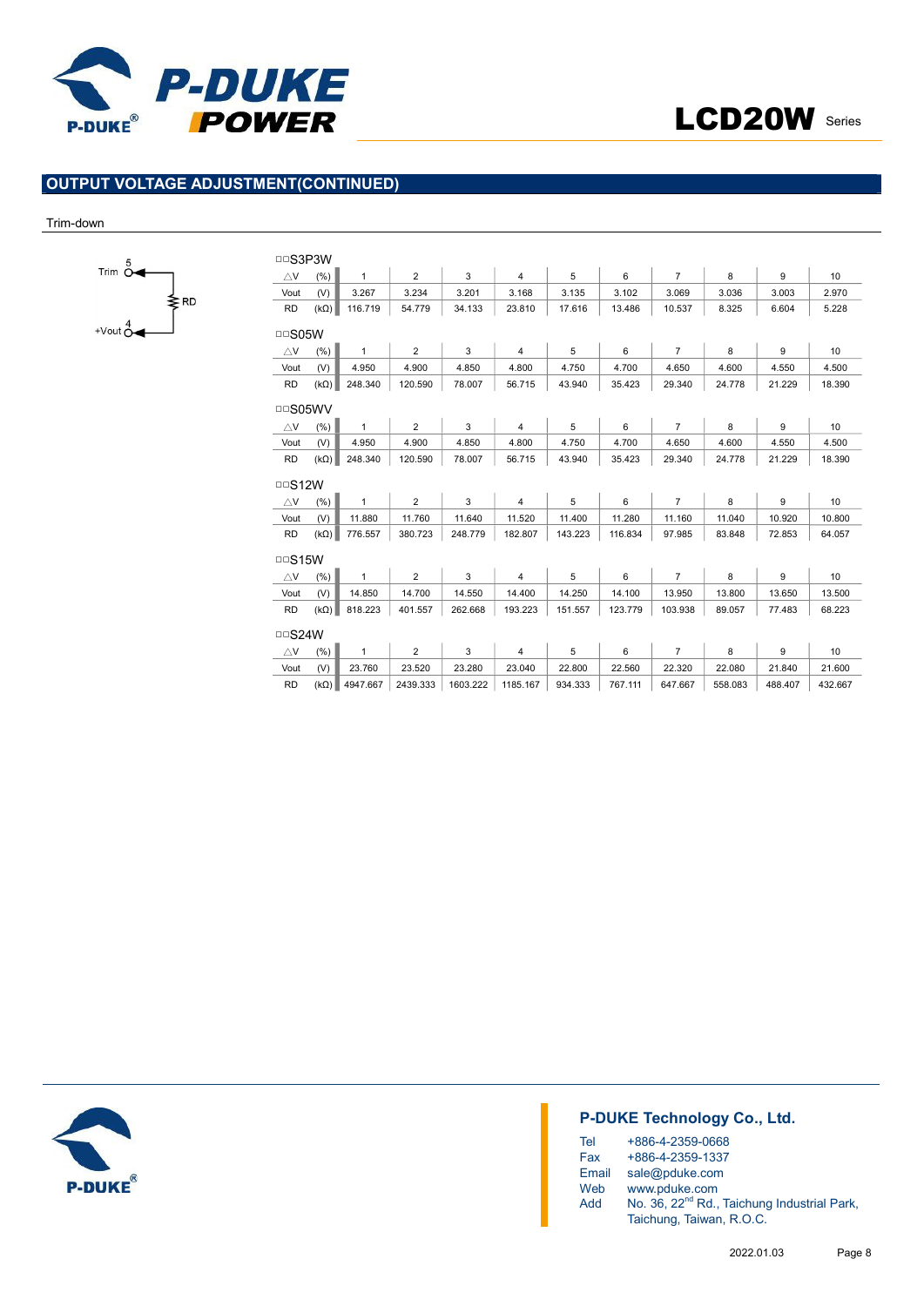## OUTPUT VOLTAGE ADJUSTMENT(CONTINUED)

Trim-down

Trim 5
RD
+Vout 4

□□S3P3W

| △V | (%) | 1 | 2 | 3 | 4 | 5 | 6 | 7 | 8 | 9 | 10 |
|---|---|---|---|---|---|---|---|---|---|---|---|
| Vout | (V) | 3.267 | 3.234 | 3.201 | 3.168 | 3.135 | 3.102 | 3.069 | 3.036 | 3.003 | 2.970 |
| RD | (kΩ) | 116.719 | 54.779 | 34.133 | 23.810 | 17.616 | 13.486 | 10.537 | 8.325 | 6.604 | 5.228 |

□□S05W

| △V | (%) | 1 | 2 | 3 | 4 | 5 | 6 | 7 | 8 | 9 | 10 |
|---|---|---|---|---|---|---|---|---|---|---|---|
| Vout | (V) | 4.950 | 4.900 | 4.850 | 4.800 | 4.750 | 4.700 | 4.650 | 4.600 | 4.550 | 4.500 |
| RD | (kΩ) | 248.340 | 120.590 | 78.007 | 56.715 | 43.940 | 35.423 | 29.340 | 24.778 | 21.229 | 18.390 |

□□S05WV

| △V | (%) | 1 | 2 | 3 | 4 | 5 | 6 | 7 | 8 | 9 | 10 |
|---|---|---|---|---|---|---|---|---|---|---|---|
| Vout | (V) | 4.950 | 4.900 | 4.850 | 4.800 | 4.750 | 4.700 | 4.650 | 4.600 | 4.550 | 4.500 |
| RD | (kΩ) | 248.340 | 120.590 | 78.007 | 56.715 | 43.940 | 35.423 | 29.340 | 24.778 | 21.229 | 18.390 |

□□S12W

| △V | (%) | 1 | 2 | 3 | 4 | 5 | 6 | 7 | 8 | 9 | 10 |
|---|---|---|---|---|---|---|---|---|---|---|---|
| Vout | (V) | 11.880 | 11.760 | 11.640 | 11.520 | 11.400 | 11.280 | 11.160 | 11.040 | 10.920 | 10.800 |
| RD | (kΩ) | 776.557 | 380.723 | 248.779 | 182.807 | 143.223 | 116.834 | 97.985 | 83.848 | 72.853 | 64.057 |

□□S15W

| △V | (%) | 1 | 2 | 3 | 4 | 5 | 6 | 7 | 8 | 9 | 10 |
|---|---|---|---|---|---|---|---|---|---|---|---|
| Vout | (V) | 14.850 | 14.700 | 14.550 | 14.400 | 14.250 | 14.100 | 13.950 | 13.800 | 13.650 | 13.500 |
| RD | (kΩ) | 818.223 | 401.557 | 262.668 | 193.223 | 151.557 | 123.779 | 103.938 | 89.057 | 77.483 | 68.223 |

□□S24W

| △V | (%) | 1 | 2 | 3 | 4 | 5 | 6 | 7 | 8 | 9 | 10 |
|---|---|---|---|---|---|---|---|---|---|---|---|
| Vout | (V) | 23.760 | 23.520 | 23.280 | 23.040 | 22.800 | 22.560 | 22.320 | 22.080 | 21.840 | 21.600 |
| RD | (kΩ) | 4947.667 | 2439.333 | 1603.222 | 1185.167 | 934.333 | 767.111 | 647.667 | 558.083 | 488.407 | 432.667 |

**P-DUKE Technology Co., Ltd.**

Tel +886-4-2359-0668
Fax +886-4-2359-1337
Email sale@pduke.com
Web www.pduke.com
Add No. 36, 22nd Rd., Taichung Industrial Park, Taichung, Taiwan, R.O.C.

2022.01.03